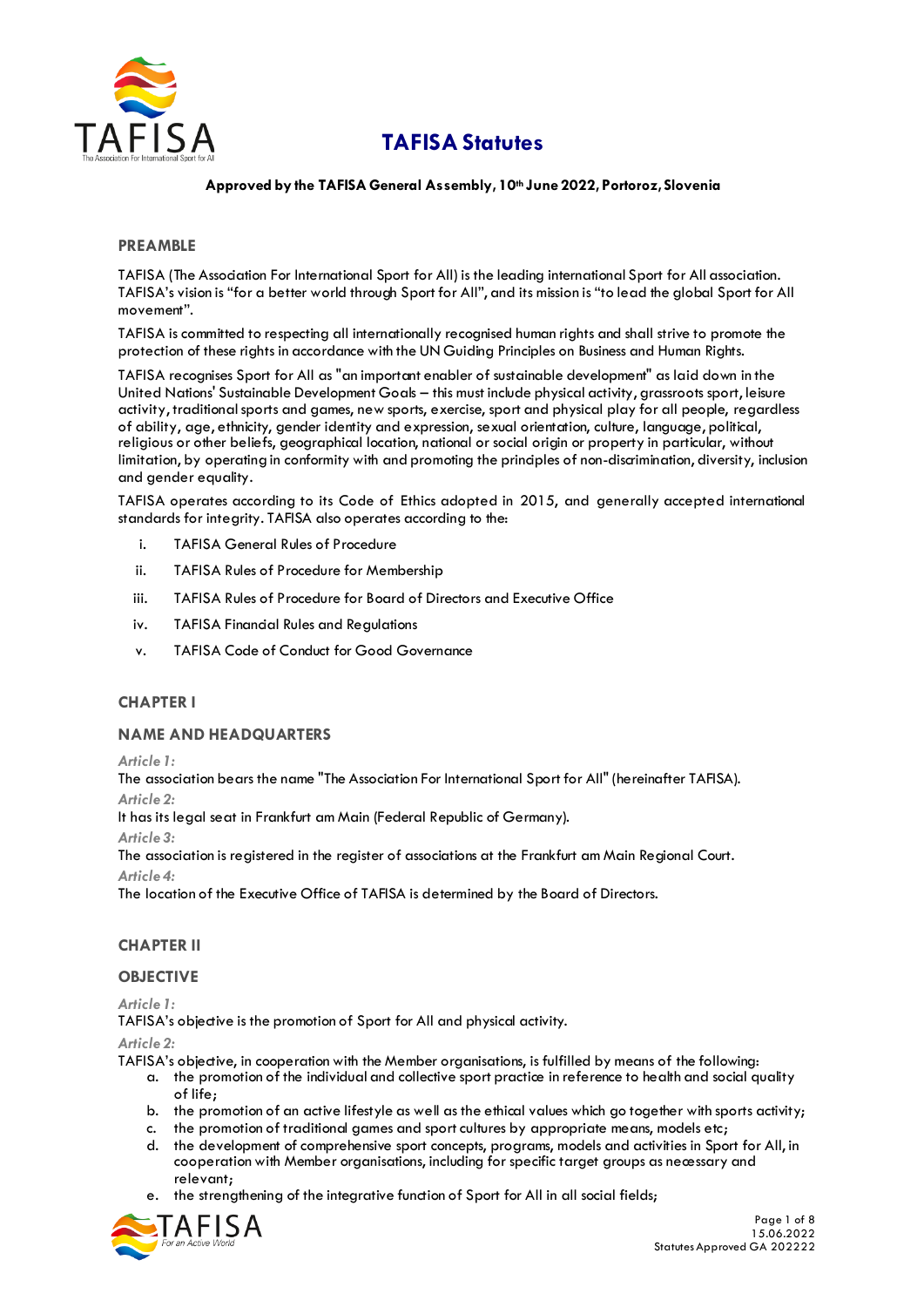# TAFISA Statutes

**Approved by the TAFISA General Assembly, 10th June 2022, Portoroz, Slovenia**

## PREAMBLE

TAFISA (The Association For International Sport for All) is the leading international Sport for All association. TAFISA's vision is "for a better world through Sport for All", and its mission is "to lead the global Sport for All movement".

TAFISA is committed to respecting all internationally recognised human rights and shall strive to promote the protection of these rights in accordance with the UN Guiding Principles on Business and Human Rights.

TAFISA recognises Sport for All as "an important enabler of sustainable development" as laid down in the United Nations' Sustainable Development Goals – this must include physical activity, grassroots sport, leisure activity, traditional sports and games, new sports, exercise, sport and physical play for all people, regardless of ability, age, ethnicity, gender identity and expression, sexual orientation, culture, language, political, religious or other beliefs, geographical location, national or social origin or property in particular, without limitation, by operating in conformity with and promoting the principles of non-discrimination, diversity, inclusion and gender equality.

TAFISA operates according to its Code of Ethics adopted in 2015, and generally accepted international standards for integrity. TAFISA also operates according to the:

i. TAFISA General Rules of Procedure
ii. TAFISA Rules of Procedure for Membership
iii. TAFISA Rules of Procedure for Board of Directors and Executive Office
iv. TAFISA Financial Rules and Regulations
v. TAFISA Code of Conduct for Good Governance

## CHAPTER I

## NAME AND HEADQUARTERS

*Article 1:*
The association bears the name "The Association For International Sport for All" (hereinafter TAFISA).

*Article 2:*
It has its legal seat in Frankfurt am Main (Federal Republic of Germany).

*Article 3:*
The association is registered in the register of associations at the Frankfurt am Main Regional Court.

*Article 4:*
The location of the Executive Office of TAFISA is determined by the Board of Directors.

## CHAPTER II

## OBJECTIVE

*Article 1:*
TAFISA's objective is the promotion of Sport for All and physical activity.

*Article 2:*
TAFISA's objective, in cooperation with the Member organisations, is fulfilled by means of the following:

a. the promotion of the individual and collective sport practice in reference to health and social quality of life;
b. the promotion of an active lifestyle as well as the ethical values which go together with sports activity;
c. the promotion of traditional games and sport cultures by appropriate means, models etc;
d. the development of comprehensive sport concepts, programs, models and activities in Sport for All, in cooperation with Member organisations, including for specific target groups as necessary and relevant;
e. the strengthening of the integrative function of Sport for All in all social fields;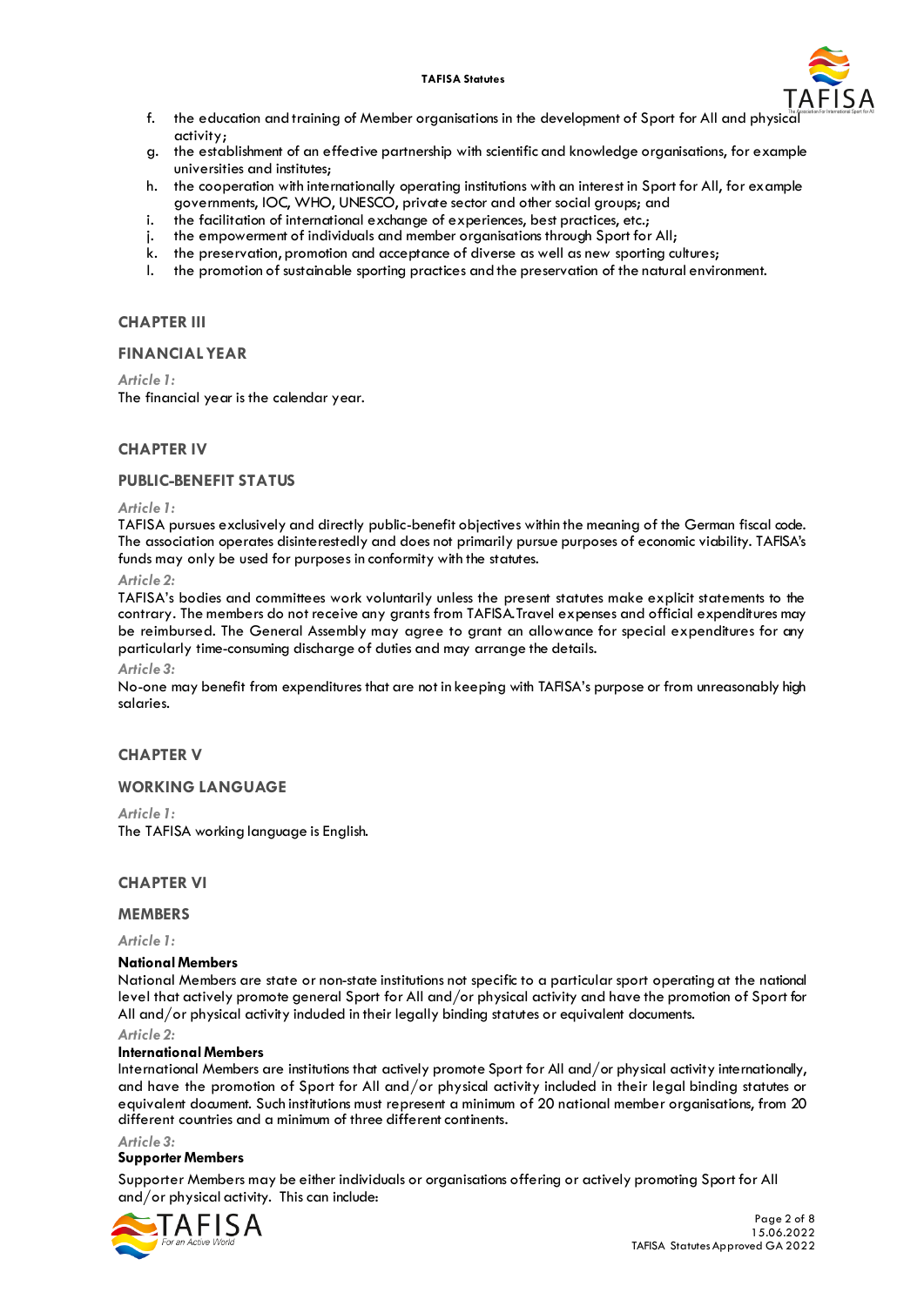f. the education and training of Member organisations in the development of Sport for All and physical activity;
g. the establishment of an effective partnership with scientific and knowledge organisations, for example universities and institutes;
h. the cooperation with internationally operating institutions with an interest in Sport for All, for example governments, IOC, WHO, UNESCO, private sector and other social groups; and
i. the facilitation of international exchange of experiences, best practices, etc.;
j. the empowerment of individuals and member organisations through Sport for All;
k. the preservation, promotion and acceptance of diverse as well as new sporting cultures;
l. the promotion of sustainable sporting practices and the preservation of the natural environment.

## CHAPTER III

### FINANCIAL YEAR

*Article 1:*
The financial year is the calendar year.

## CHAPTER IV

### PUBLIC-BENEFIT STATUS

*Article 1:*
TAFISA pursues exclusively and directly public-benefit objectives within the meaning of the German fiscal code. The association operates disinterestedly and does not primarily pursue purposes of economic viability. TAFISA's funds may only be used for purposes in conformity with the statutes.

*Article 2:*
TAFISA's bodies and committees work voluntarily unless the present statutes make explicit statements to the contrary. The members do not receive any grants from TAFISA. Travel expenses and official expenditures may be reimbursed. The General Assembly may agree to grant an allowance for special expenditures for any particularly time-consuming discharge of duties and may arrange the details.

*Article 3:*
No-one may benefit from expenditures that are not in keeping with TAFISA's purpose or from unreasonably high salaries.

## CHAPTER V

### WORKING LANGUAGE

*Article 1:*
The TAFISA working language is English.

## CHAPTER VI

### MEMBERS

*Article 1:*

**National Members**

National Members are state or non-state institutions not specific to a particular sport operating at the national level that actively promote general Sport for All and/or physical activity and have the promotion of Sport for All and/or physical activity included in their legally binding statutes or equivalent documents.

*Article 2:*

**International Members**

International Members are institutions that actively promote Sport for All and/or physical activity internationally, and have the promotion of Sport for All and/or physical activity included in their legal binding statutes or equivalent document. Such institutions must represent a minimum of 20 national member organisations, from 20 different countries and a minimum of three different continents.

*Article 3:*

**Supporter Members**

Supporter Members may be either individuals or organisations offering or actively promoting Sport for All and/or physical activity. This can include: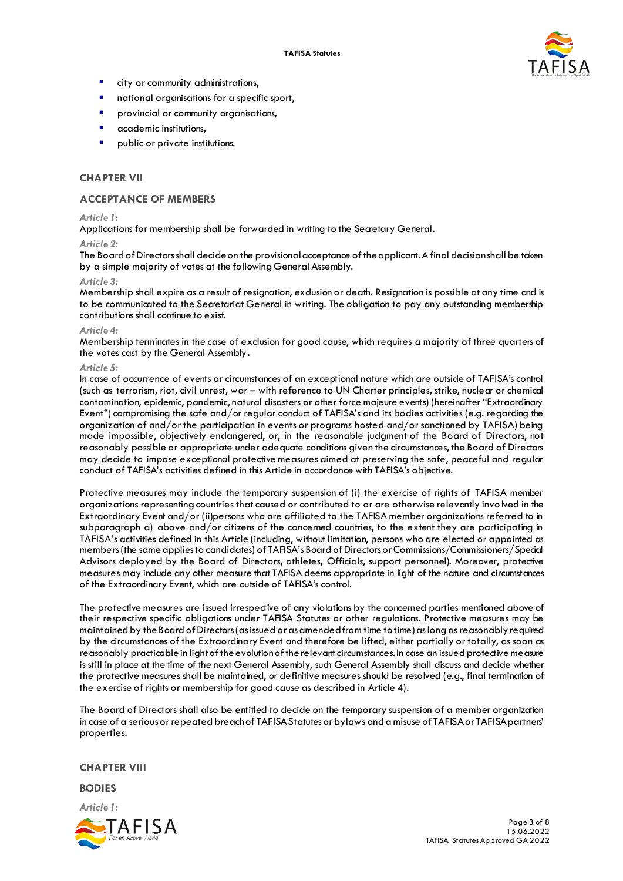- city or community administrations,
- national organisations for a specific sport,
- provincial or community organisations,
- academic institutions,
- public or private institutions.

## CHAPTER VII

## ACCEPTANCE OF MEMBERS

*Article 1:*

Applications for membership shall be forwarded in writing to the Secretary General.

*Article 2:*

The Board of Directors shall decide on the provisional acceptance of the applicant. A final decision shall be taken by a simple majority of votes at the following General Assembly.

*Article 3:*

Membership shall expire as a result of resignation, exclusion or death. Resignation is possible at any time and is to be communicated to the Secretariat General in writing. The obligation to pay any outstanding membership contributions shall continue to exist.

*Article 4:*

Membership terminates in the case of exclusion for good cause, which requires a majority of three quarters of the votes cast by the General Assembly.

*Article 5:*

In case of occurrence of events or circumstances of an exceptional nature which are outside of TAFISA's control (such as terrorism, riot, civil unrest, war – with reference to UN Charter principles, strike, nuclear or chemical contamination, epidemic, pandemic, natural disasters or other force majeure events) (hereinafter "Extraordinary Event") compromising the safe and/or regular conduct of TAFISA's and its bodies activities (e.g. regarding the organization of and/or the participation in events or programs hosted and/or sanctioned by TAFISA) being made impossible, objectively endangered, or, in the reasonable judgment of the Board of Directors, not reasonably possible or appropriate under adequate conditions given the circumstances, the Board of Directors may decide to impose exceptional protective measures aimed at preserving the safe, peaceful and regular conduct of TAFISA's activities defined in this Article in accordance with TAFISA's objective.

Protective measures may include the temporary suspension of (i) the exercise of rights of TAFISA member organizations representing countries that caused or contributed to or are otherwise relevantly involved in the Extraordinary Event and/or (ii)persons who are affiliated to the TAFISA member organizations referred to in subparagraph a) above and/or citizens of the concerned countries, to the extent they are participating in TAFISA's activities defined in this Article (including, without limitation, persons who are elected or appointed as members (the same applies to candidates) of TAFISA's Board of Directors or Commissions/Commissioners/Special Advisors deployed by the Board of Directors, athletes, Officials, support personnel). Moreover, protective measures may include any other measure that TAFISA deems appropriate in light of the nature and circumstances of the Extraordinary Event, which are outside of TAFISA's control.

The protective measures are issued irrespective of any violations by the concerned parties mentioned above of their respective specific obligations under TAFISA Statutes or other regulations. Protective measures may be maintained by the Board of Directors (as issued or as amended from time to time) as long as reasonably required by the circumstances of the Extraordinary Event and therefore be lifted, either partially or totally, as soon as reasonably practicable in light of the evolution of the relevant circumstances. In case an issued protective measure is still in place at the time of the next General Assembly, such General Assembly shall discuss and decide whether the protective measures shall be maintained, or definitive measures should be resolved (e.g., final termination of the exercise of rights or membership for good cause as described in Article 4).

The Board of Directors shall also be entitled to decide on the temporary suspension of a member organization in case of a serious or repeated breach of TAFISA Statutes or bylaws and a misuse of TAFISA or TAFISA partners' properties.

## CHAPTER VIII

## BODIES

*Article 1:*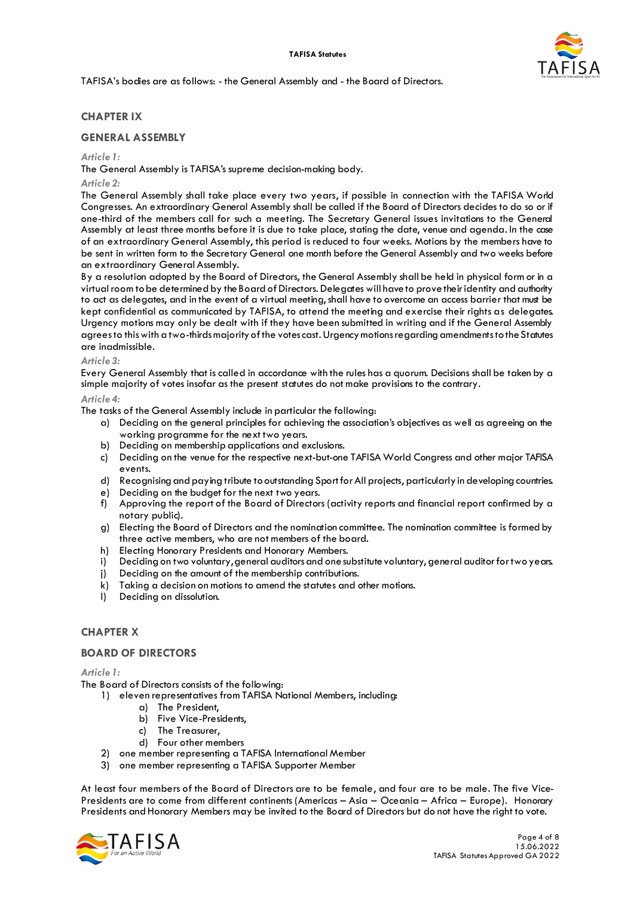TAFISA's bodies are as follows: - the General Assembly and - the Board of Directors.

## CHAPTER IX

## GENERAL ASSEMBLY

*Article 1:*

The General Assembly is TAFISA's supreme decision-making body.

*Article 2:*

The General Assembly shall take place every two years, if possible in connection with the TAFISA World Congresses. An extraordinary General Assembly shall be called if the Board of Directors decides to do so or if one-third of the members call for such a meeting. The Secretary General issues invitations to the General Assembly at least three months before it is due to take place, stating the date, venue and agenda. In the case of an extraordinary General Assembly, this period is reduced to four weeks. Motions by the members have to be sent in written form to the Secretary General one month before the General Assembly and two weeks before an extraordinary General Assembly.

By a resolution adopted by the Board of Directors, the General Assembly shall be held in physical form or in a virtual room to be determined by the Board of Directors. Delegates will have to prove their identity and authority to act as delegates, and in the event of a virtual meeting, shall have to overcome an access barrier that must be kept confidential as communicated by TAFISA, to attend the meeting and exercise their rights as delegates. Urgency motions may only be dealt with if they have been submitted in writing and if the General Assembly agrees to this with a two-thirds majority of the votes cast. Urgency motions regarding amendments to the Statutes are inadmissible.

*Article 3:*

Every General Assembly that is called in accordance with the rules has a quorum. Decisions shall be taken by a simple majority of votes insofar as the present statutes do not make provisions to the contrary.

*Article 4:*

The tasks of the General Assembly include in particular the following:

a) Deciding on the general principles for achieving the association's objectives as well as agreeing on the working programme for the next two years.
b) Deciding on membership applications and exclusions.
c) Deciding on the venue for the respective next-but-one TAFISA World Congress and other major TAFISA events.
d) Recognising and paying tribute to outstanding Sport for All projects, particularly in developing countries.
e) Deciding on the budget for the next two years.
f) Approving the report of the Board of Directors (activity reports and financial report confirmed by a notary public).
g) Electing the Board of Directors and the nomination committee. The nomination committee is formed by three active members, who are not members of the board.
h) Electing Honorary Presidents and Honorary Members.
i) Deciding on two voluntary, general auditors and one substitute voluntary, general auditor for two years.
j) Deciding on the amount of the membership contributions.
k) Taking a decision on motions to amend the statutes and other motions.
l) Deciding on dissolution.

## CHAPTER X

## BOARD OF DIRECTORS

*Article 1:*

The Board of Directors consists of the following:

1) eleven representatives from TAFISA National Members, including:
   a) The President,
   b) Five Vice-Presidents,
   c) The Treasurer,
   d) Four other members
2) one member representing a TAFISA International Member
3) one member representing a TAFISA Supporter Member

At least four members of the Board of Directors are to be female, and four are to be male. The five Vice-Presidents are to come from different continents (Americas – Asia – Oceania – Africa – Europe). Honorary Presidents and Honorary Members may be invited to the Board of Directors but do not have the right to vote.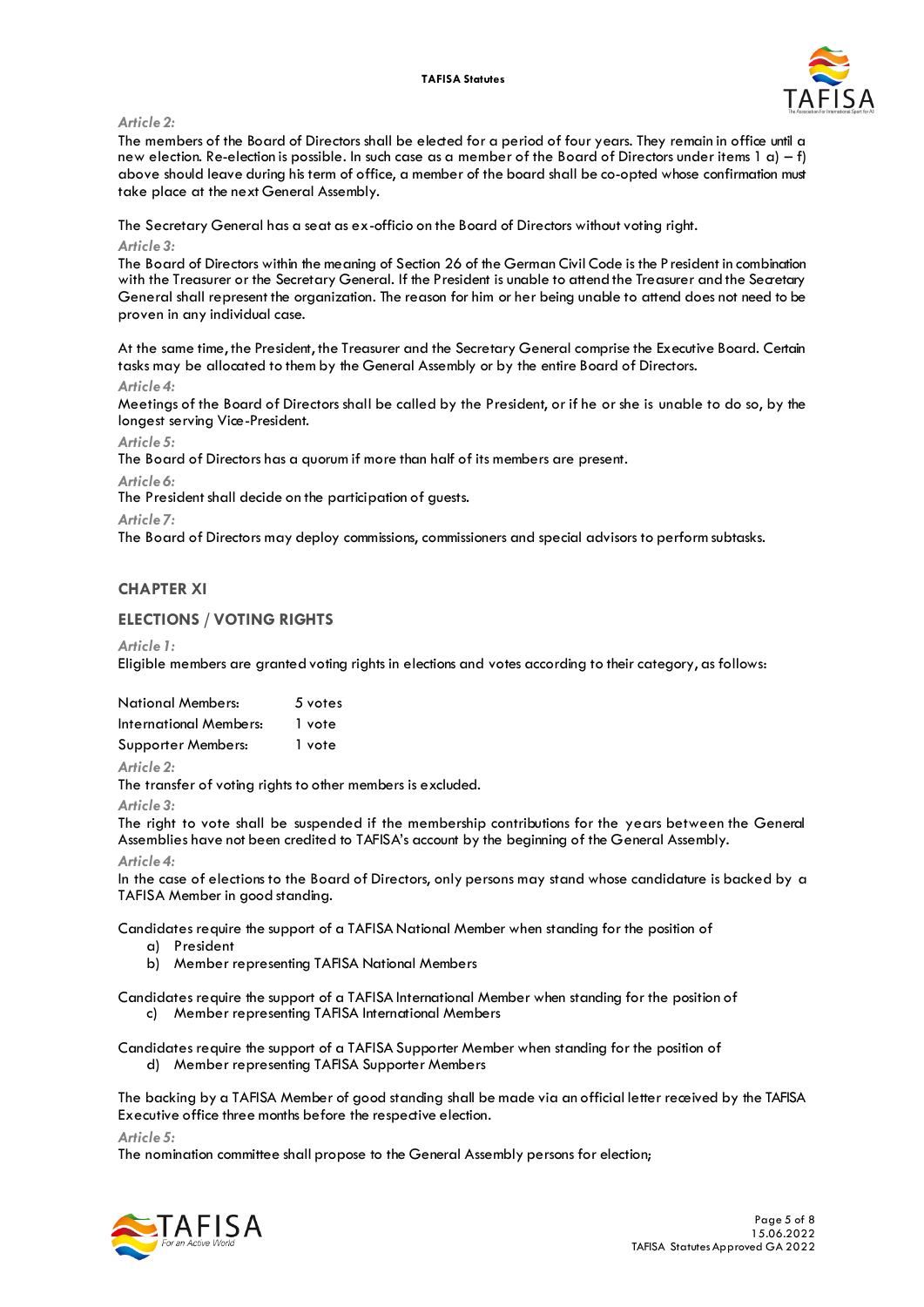*Article 2:*

The members of the Board of Directors shall be elected for a period of four years. They remain in office until a new election. Re-election is possible. In such case as a member of the Board of Directors under items 1 a) – f) above should leave during his term of office, a member of the board shall be co-opted whose confirmation must take place at the next General Assembly.

The Secretary General has a seat as ex-officio on the Board of Directors without voting right.

*Article 3:*

The Board of Directors within the meaning of Section 26 of the German Civil Code is the President in combination with the Treasurer or the Secretary General. If the President is unable to attend the Treasurer and the Secretary General shall represent the organization. The reason for him or her being unable to attend does not need to be proven in any individual case.

At the same time, the President, the Treasurer and the Secretary General comprise the Executive Board. Certain tasks may be allocated to them by the General Assembly or by the entire Board of Directors.

*Article 4:*

Meetings of the Board of Directors shall be called by the President, or if he or she is unable to do so, by the longest serving Vice-President.

*Article 5:*

The Board of Directors has a quorum if more than half of its members are present.

*Article 6:*

The President shall decide on the participation of guests.

*Article 7:*

The Board of Directors may deploy commissions, commissioners and special advisors to perform subtasks.

## CHAPTER XI

## ELECTIONS / VOTING RIGHTS

*Article 1:*

Eligible members are granted voting rights in elections and votes according to their category, as follows:

| | |
|---|---|
| National Members: | 5 votes |
| International Members: | 1 vote |
| Supporter Members: | 1 vote |

*Article 2:*

The transfer of voting rights to other members is excluded.

*Article 3:*

The right to vote shall be suspended if the membership contributions for the years between the General Assemblies have not been credited to TAFISA's account by the beginning of the General Assembly.

*Article 4:*

In the case of elections to the Board of Directors, only persons may stand whose candidature is backed by a TAFISA Member in good standing.

Candidates require the support of a TAFISA National Member when standing for the position of

a) President
b) Member representing TAFISA National Members

Candidates require the support of a TAFISA International Member when standing for the position of

c) Member representing TAFISA International Members

Candidates require the support of a TAFISA Supporter Member when standing for the position of

d) Member representing TAFISA Supporter Members

The backing by a TAFISA Member of good standing shall be made via an official letter received by the TAFISA Executive office three months before the respective election.

*Article 5:*

The nomination committee shall propose to the General Assembly persons for election;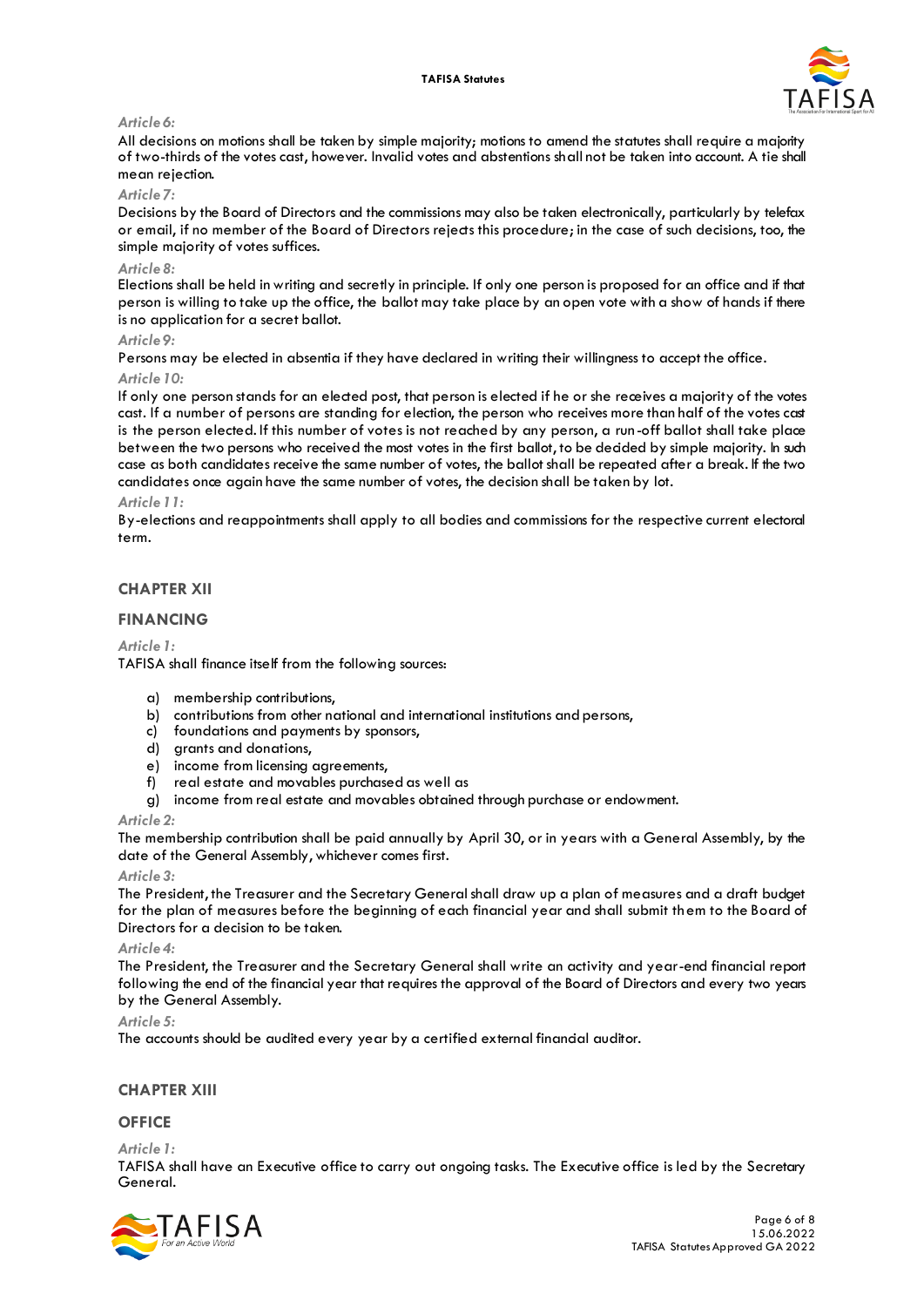*Article 6:*

All decisions on motions shall be taken by simple majority; motions to amend the statutes shall require a majority of two-thirds of the votes cast, however. Invalid votes and abstentions shall not be taken into account. A tie shall mean rejection.

*Article 7:*

Decisions by the Board of Directors and the commissions may also be taken electronically, particularly by telefax or email, if no member of the Board of Directors rejects this procedure; in the case of such decisions, too, the simple majority of votes suffices.

*Article 8:*

Elections shall be held in writing and secretly in principle. If only one person is proposed for an office and if that person is willing to take up the office, the ballot may take place by an open vote with a show of hands if there is no application for a secret ballot.

*Article 9:*

Persons may be elected in absentia if they have declared in writing their willingness to accept the office.

*Article 10:*

If only one person stands for an elected post, that person is elected if he or she receives a majority of the votes cast. If a number of persons are standing for election, the person who receives more than half of the votes cast is the person elected. If this number of votes is not reached by any person, a run-off ballot shall take place between the two persons who received the most votes in the first ballot, to be decided by simple majority. In such case as both candidates receive the same number of votes, the ballot shall be repeated after a break. If the two candidates once again have the same number of votes, the decision shall be taken by lot.

*Article 11:*

By-elections and reappointments shall apply to all bodies and commissions for the respective current electoral term.

## CHAPTER XII

## FINANCING

*Article 1:*

TAFISA shall finance itself from the following sources:

a) membership contributions,
b) contributions from other national and international institutions and persons,
c) foundations and payments by sponsors,
d) grants and donations,
e) income from licensing agreements,
f) real estate and movables purchased as well as
g) income from real estate and movables obtained through purchase or endowment.

*Article 2:*

The membership contribution shall be paid annually by April 30, or in years with a General Assembly, by the date of the General Assembly, whichever comes first.

*Article 3:*

The President, the Treasurer and the Secretary General shall draw up a plan of measures and a draft budget for the plan of measures before the beginning of each financial year and shall submit them to the Board of Directors for a decision to be taken.

*Article 4:*

The President, the Treasurer and the Secretary General shall write an activity and year-end financial report following the end of the financial year that requires the approval of the Board of Directors and every two years by the General Assembly.

*Article 5:*

The accounts should be audited every year by a certified external financial auditor.

## CHAPTER XIII

## OFFICE

*Article 1:*

TAFISA shall have an Executive office to carry out ongoing tasks. The Executive office is led by the Secretary General.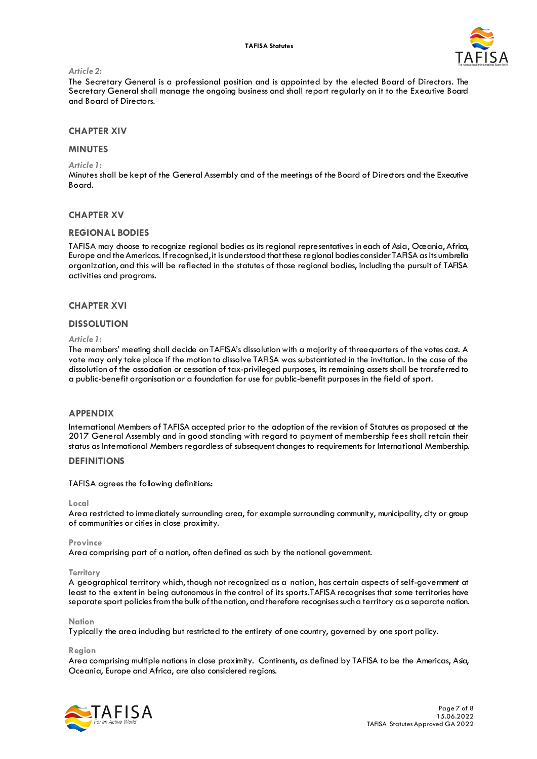*Article 2:*

The Secretary General is a professional position and is appointed by the elected Board of Directors. The Secretary General shall manage the ongoing business and shall report regularly on it to the Executive Board and Board of Directors.

## CHAPTER XIV

## MINUTES

*Article 1:*

Minutes shall be kept of the General Assembly and of the meetings of the Board of Directors and the Executive Board.

## CHAPTER XV

## REGIONAL BODIES

TAFISA may choose to recognize regional bodies as its regional representatives in each of Asia, Oceania, Africa, Europe and the Americas. If recognised, it is understood that these regional bodies consider TAFISA as its umbrella organization, and this will be reflected in the statutes of those regional bodies, including the pursuit of TAFISA activities and programs.

## CHAPTER XVI

## DISSOLUTION

*Article 1:*

The members' meeting shall decide on TAFISA's dissolution with a majority of threequarters of the votes cast. A vote may only take place if the motion to dissolve TAFISA was substantiated in the invitation. In the case of the dissolution of the association or cessation of tax-privileged purposes, its remaining assets shall be transferred to a public-benefit organisation or a foundation for use for public-benefit purposes in the field of sport.

## APPENDIX

International Members of TAFISA accepted prior to the adoption of the revision of Statutes as proposed at the 2017 General Assembly and in good standing with regard to payment of membership fees shall retain their status as International Members regardless of subsequent changes to requirements for International Membership.

## DEFINITIONS

TAFISA agrees the following definitions:

**Local**

Area restricted to immediately surrounding area, for example surrounding community, municipality, city or group of communities or cities in close proximity.

**Province**

Area comprising part of a nation, often defined as such by the national government.

**Territory**

A geographical territory which, though not recognized as a nation, has certain aspects of self-government at least to the extent in being autonomous in the control of its sports. TAFISA recognises that some territories have separate sport policies from the bulk of the nation, and therefore recognises such a territory as a separate nation.

**Nation**

Typically the area including but restricted to the entirety of one country, governed by one sport policy.

**Region**

Area comprising multiple nations in close proximity. Continents, as defined by TAFISA to be the Americas, Asia, Oceania, Europe and Africa, are also considered regions.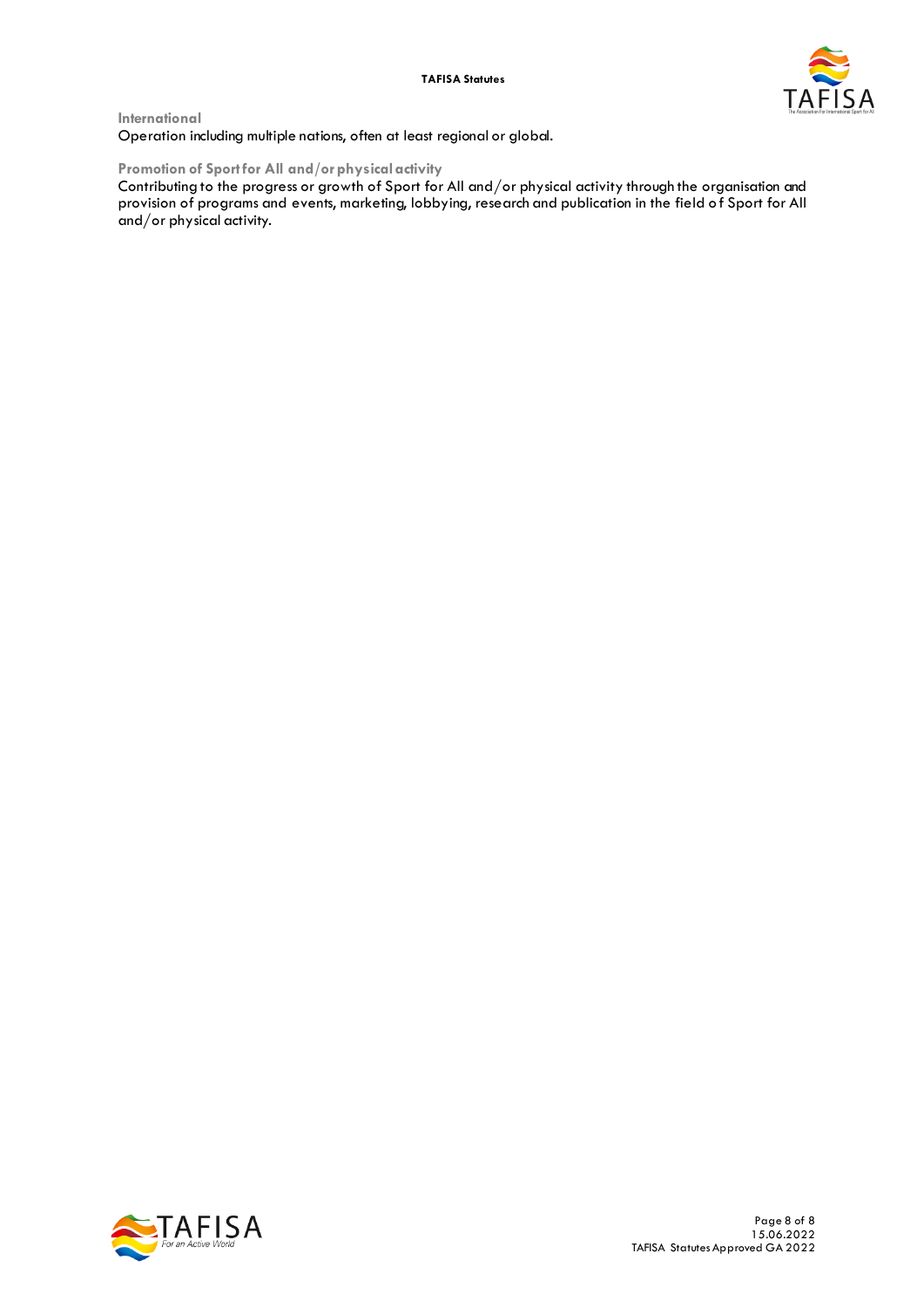**International**
Operation including multiple nations, often at least regional or global.

**Promotion of Sport for All and/or physical activity**
Contributing to the progress or growth of Sport for All and/or physical activity through the organisation and provision of programs and events, marketing, lobbying, research and publication in the field of Sport for All and/or physical activity.